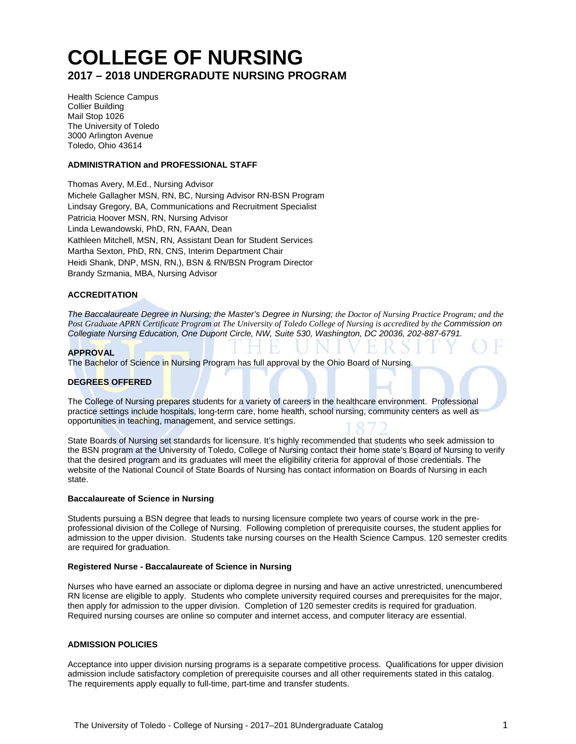# COLLEGE OF NURSING

## 2017 – 2018 UNDERGRADUTE NURSING PROGRAM

Health Science Campus
Collier Building
Mail Stop 1026
The University of Toledo
3000 Arlington Avenue
Toledo, Ohio 43614

**ADMINISTRATION and PROFESSIONAL STAFF**

Thomas Avery, M.Ed., Nursing Advisor
Michele Gallagher MSN, RN, BC, Nursing Advisor RN-BSN Program
Lindsay Gregory, BA, Communications and Recruitment Specialist
Patricia Hoover MSN, RN, Nursing Advisor
Linda Lewandowski, PhD, RN, FAAN, Dean
Kathleen Mitchell, MSN, RN, Assistant Dean for Student Services
Martha Sexton, PhD, RN, CNS, Interim Department Chair
Heidi Shank, DNP, MSN, RN,), BSN & RN/BSN Program Director
Brandy Szmania, MBA, Nursing Advisor

**ACCREDITATION**

*The Baccalaureate Degree in Nursing; the Master's Degree in Nursing; the Doctor of Nursing Practice Program; and the Post Graduate APRN Certificate Program at The University of Toledo College of Nursing is accredited by the Commission on Collegiate Nursing Education, One Dupont Circle, NW, Suite 530, Washington, DC 20036, 202-887-6791.*

**APPROVAL**
The Bachelor of Science in Nursing Program has full approval by the Ohio Board of Nursing.

**DEGREES OFFERED**

The College of Nursing prepares students for a variety of careers in the healthcare environment. Professional practice settings include hospitals, long-term care, home health, school nursing, community centers as well as opportunities in teaching, management, and service settings.

State Boards of Nursing set standards for licensure. It's highly recommended that students who seek admission to the BSN program at the University of Toledo, College of Nursing contact their home state's Board of Nursing to verify that the desired program and its graduates will meet the eligibility criteria for approval of those credentials. The website of the National Council of State Boards of Nursing has contact information on Boards of Nursing in each state.

**Baccalaureate of Science in Nursing**

Students pursuing a BSN degree that leads to nursing licensure complete two years of course work in the pre-professional division of the College of Nursing. Following completion of prerequisite courses, the student applies for admission to the upper division. Students take nursing courses on the Health Science Campus. 120 semester credits are required for graduation.

**Registered Nurse - Baccalaureate of Science in Nursing**

Nurses who have earned an associate or diploma degree in nursing and have an active unrestricted, unencumbered RN license are eligible to apply. Students who complete university required courses and prerequisites for the major, then apply for admission to the upper division. Completion of 120 semester credits is required for graduation. Required nursing courses are online so computer and internet access, and computer literacy are essential.

**ADMISSION POLICIES**

Acceptance into upper division nursing programs is a separate competitive process. Qualifications for upper division admission include satisfactory completion of prerequisite courses and all other requirements stated in this catalog. The requirements apply equally to full-time, part-time and transfer students.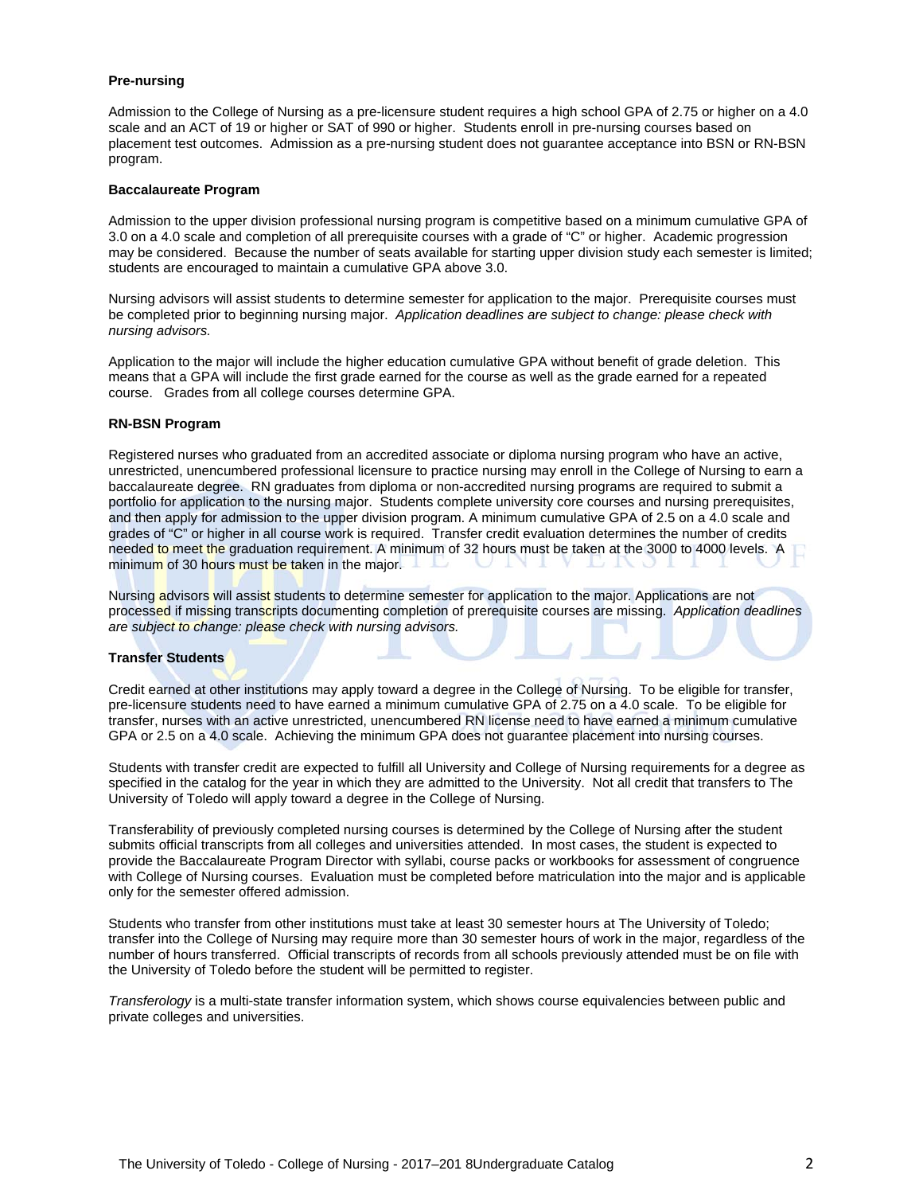### Pre-nursing

Admission to the College of Nursing as a pre-licensure student requires a high school GPA of 2.75 or higher on a 4.0 scale and an ACT of 19 or higher or SAT of 990 or higher. Students enroll in pre-nursing courses based on placement test outcomes. Admission as a pre-nursing student does not guarantee acceptance into BSN or RN-BSN program.

### Baccalaureate Program

Admission to the upper division professional nursing program is competitive based on a minimum cumulative GPA of 3.0 on a 4.0 scale and completion of all prerequisite courses with a grade of "C" or higher. Academic progression may be considered. Because the number of seats available for starting upper division study each semester is limited; students are encouraged to maintain a cumulative GPA above 3.0.

Nursing advisors will assist students to determine semester for application to the major. Prerequisite courses must be completed prior to beginning nursing major. *Application deadlines are subject to change: please check with nursing advisors.*

Application to the major will include the higher education cumulative GPA without benefit of grade deletion. This means that a GPA will include the first grade earned for the course as well as the grade earned for a repeated course. Grades from all college courses determine GPA.

### RN-BSN Program

Registered nurses who graduated from an accredited associate or diploma nursing program who have an active, unrestricted, unencumbered professional licensure to practice nursing may enroll in the College of Nursing to earn a baccalaureate degree. RN graduates from diploma or non-accredited nursing programs are required to submit a portfolio for application to the nursing major. Students complete university core courses and nursing prerequisites, and then apply for admission to the upper division program. A minimum cumulative GPA of 2.5 on a 4.0 scale and grades of "C" or higher in all course work is required. Transfer credit evaluation determines the number of credits needed to meet the graduation requirement. A minimum of 32 hours must be taken at the 3000 to 4000 levels. A minimum of 30 hours must be taken in the major.

Nursing advisors will assist students to determine semester for application to the major. Applications are not processed if missing transcripts documenting completion of prerequisite courses are missing. *Application deadlines are subject to change: please check with nursing advisors.*

### Transfer Students

Credit earned at other institutions may apply toward a degree in the College of Nursing. To be eligible for transfer, pre-licensure students need to have earned a minimum cumulative GPA of 2.75 on a 4.0 scale. To be eligible for transfer, nurses with an active unrestricted, unencumbered RN license need to have earned a minimum cumulative GPA or 2.5 on a 4.0 scale. Achieving the minimum GPA does not guarantee placement into nursing courses.

Students with transfer credit are expected to fulfill all University and College of Nursing requirements for a degree as specified in the catalog for the year in which they are admitted to the University. Not all credit that transfers to The University of Toledo will apply toward a degree in the College of Nursing.

Transferability of previously completed nursing courses is determined by the College of Nursing after the student submits official transcripts from all colleges and universities attended. In most cases, the student is expected to provide the Baccalaureate Program Director with syllabi, course packs or workbooks for assessment of congruence with College of Nursing courses. Evaluation must be completed before matriculation into the major and is applicable only for the semester offered admission.

Students who transfer from other institutions must take at least 30 semester hours at The University of Toledo; transfer into the College of Nursing may require more than 30 semester hours of work in the major, regardless of the number of hours transferred. Official transcripts of records from all schools previously attended must be on file with the University of Toledo before the student will be permitted to register.

*Transferology* is a multi-state transfer information system, which shows course equivalencies between public and private colleges and universities.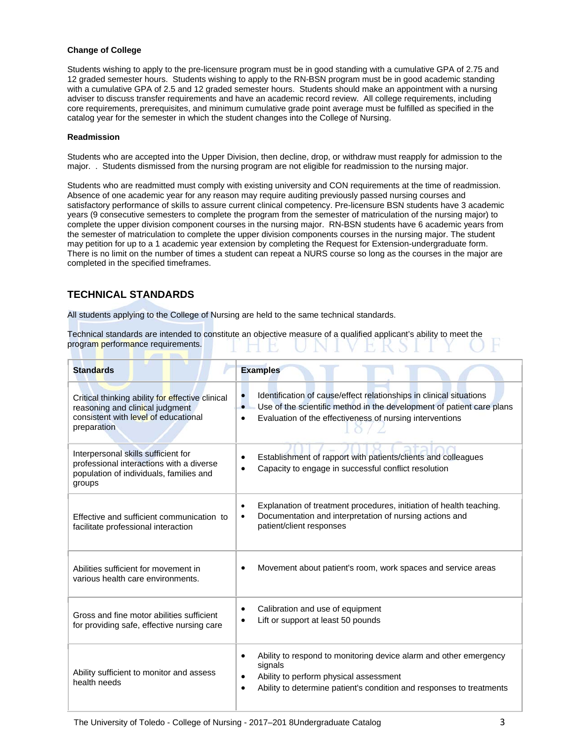**Change of College**

Students wishing to apply to the pre-licensure program must be in good standing with a cumulative GPA of 2.75 and 12 graded semester hours. Students wishing to apply to the RN-BSN program must be in good academic standing with a cumulative GPA of 2.5 and 12 graded semester hours. Students should make an appointment with a nursing adviser to discuss transfer requirements and have an academic record review. All college requirements, including core requirements, prerequisites, and minimum cumulative grade point average must be fulfilled as specified in the catalog year for the semester in which the student changes into the College of Nursing.

**Readmission**

Students who are accepted into the Upper Division, then decline, drop, or withdraw must reapply for admission to the major. . Students dismissed from the nursing program are not eligible for readmission to the nursing major.

Students who are readmitted must comply with existing university and CON requirements at the time of readmission. Absence of one academic year for any reason may require auditing previously passed nursing courses and satisfactory performance of skills to assure current clinical competency. Pre-licensure BSN students have 3 academic years (9 consecutive semesters to complete the program from the semester of matriculation of the nursing major) to complete the upper division component courses in the nursing major. RN-BSN students have 6 academic years from the semester of matriculation to complete the upper division components courses in the nursing major. The student may petition for up to a 1 academic year extension by completing the Request for Extension-undergraduate form. There is no limit on the number of times a student can repeat a NURS course so long as the courses in the major are completed in the specified timeframes.

## TECHNICAL STANDARDS

All students applying to the College of Nursing are held to the same technical standards.

Technical standards are intended to constitute an objective measure of a qualified applicant's ability to meet the program performance requirements.

| Standards | Examples |
|---|---|
| Critical thinking ability for effective clinical reasoning and clinical judgment consistent with level of educational preparation | • Identification of cause/effect relationships in clinical situations<br>• Use of the scientific method in the development of patient care plans<br>• Evaluation of the effectiveness of nursing interventions |
| Interpersonal skills sufficient for professional interactions with a diverse population of individuals, families and groups | • Establishment of rapport with patients/clients and colleagues<br>• Capacity to engage in successful conflict resolution |
| Effective and sufficient communication to facilitate professional interaction | • Explanation of treatment procedures, initiation of health teaching.<br>• Documentation and interpretation of nursing actions and patient/client responses |
| Abilities sufficient for movement in various health care environments. | • Movement about patient's room, work spaces and service areas |
| Gross and fine motor abilities sufficient for providing safe, effective nursing care | • Calibration and use of equipment<br>• Lift or support at least 50 pounds |
| Ability sufficient to monitor and assess health needs | • Ability to respond to monitoring device alarm and other emergency signals<br>• Ability to perform physical assessment<br>• Ability to determine patient's condition and responses to treatments |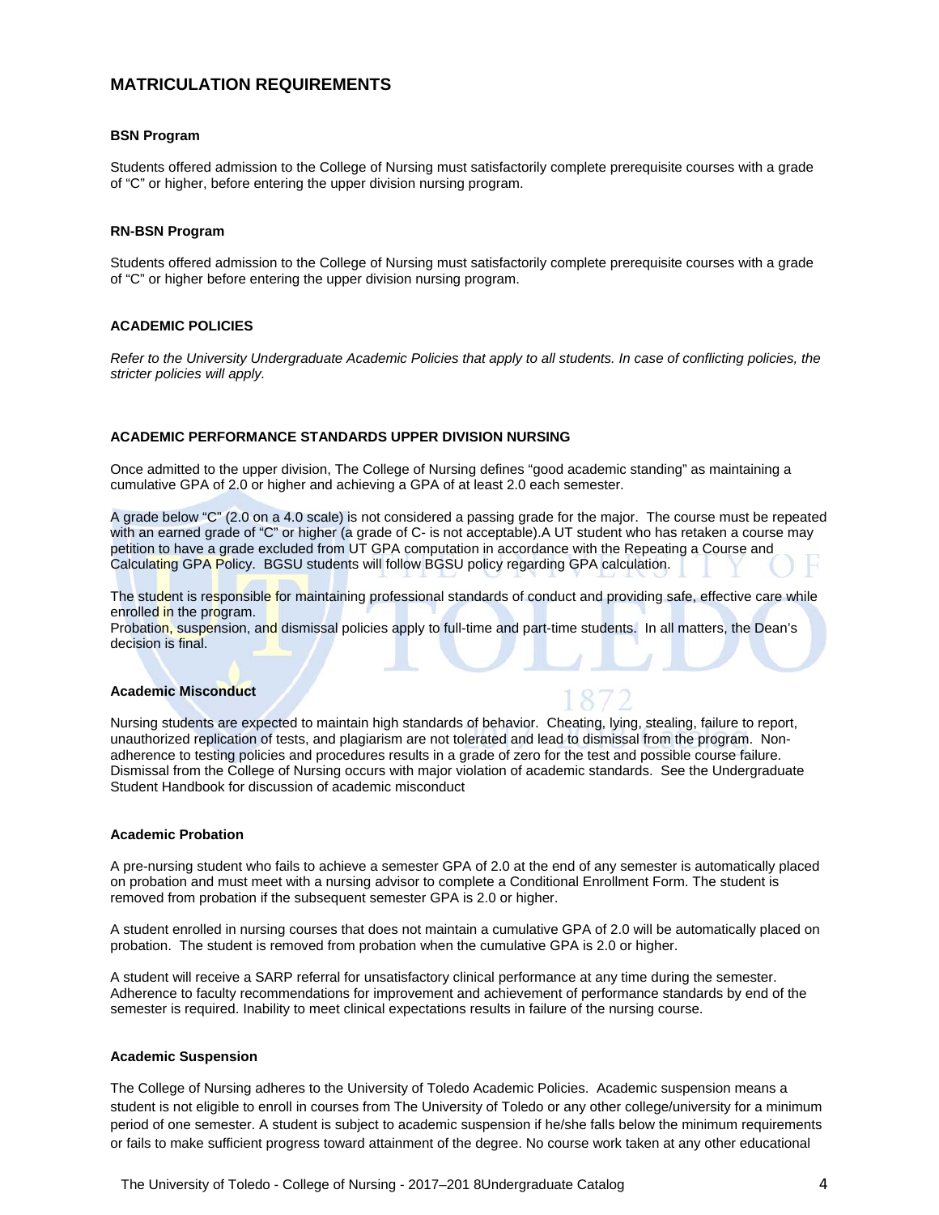## MATRICULATION REQUIREMENTS

### BSN Program

Students offered admission to the College of Nursing must satisfactorily complete prerequisite courses with a grade of "C" or higher, before entering the upper division nursing program.

### RN-BSN Program

Students offered admission to the College of Nursing must satisfactorily complete prerequisite courses with a grade of "C" or higher before entering the upper division nursing program.

### ACADEMIC POLICIES

*Refer to the University Undergraduate Academic Policies that apply to all students. In case of conflicting policies, the stricter policies will apply.*

### ACADEMIC PERFORMANCE STANDARDS UPPER DIVISION NURSING

Once admitted to the upper division, The College of Nursing defines "good academic standing" as maintaining a cumulative GPA of 2.0 or higher and achieving a GPA of at least 2.0 each semester.

A grade below "C" (2.0 on a 4.0 scale) is not considered a passing grade for the major. The course must be repeated with an earned grade of "C" or higher (a grade of C- is not acceptable).A UT student who has retaken a course may petition to have a grade excluded from UT GPA computation in accordance with the Repeating a Course and Calculating GPA Policy. BGSU students will follow BGSU policy regarding GPA calculation.

The student is responsible for maintaining professional standards of conduct and providing safe, effective care while enrolled in the program.
Probation, suspension, and dismissal policies apply to full-time and part-time students. In all matters, the Dean's decision is final.

### Academic Misconduct

Nursing students are expected to maintain high standards of behavior. Cheating, lying, stealing, failure to report, unauthorized replication of tests, and plagiarism are not tolerated and lead to dismissal from the program. Non-adherence to testing policies and procedures results in a grade of zero for the test and possible course failure. Dismissal from the College of Nursing occurs with major violation of academic standards. See the Undergraduate Student Handbook for discussion of academic misconduct

### Academic Probation

A pre-nursing student who fails to achieve a semester GPA of 2.0 at the end of any semester is automatically placed on probation and must meet with a nursing advisor to complete a Conditional Enrollment Form. The student is removed from probation if the subsequent semester GPA is 2.0 or higher.

A student enrolled in nursing courses that does not maintain a cumulative GPA of 2.0 will be automatically placed on probation. The student is removed from probation when the cumulative GPA is 2.0 or higher.

A student will receive a SARP referral for unsatisfactory clinical performance at any time during the semester. Adherence to faculty recommendations for improvement and achievement of performance standards by end of the semester is required. Inability to meet clinical expectations results in failure of the nursing course.

### Academic Suspension

The College of Nursing adheres to the University of Toledo Academic Policies. Academic suspension means a student is not eligible to enroll in courses from The University of Toledo or any other college/university for a minimum period of one semester. A student is subject to academic suspension if he/she falls below the minimum requirements or fails to make sufficient progress toward attainment of the degree. No course work taken at any other educational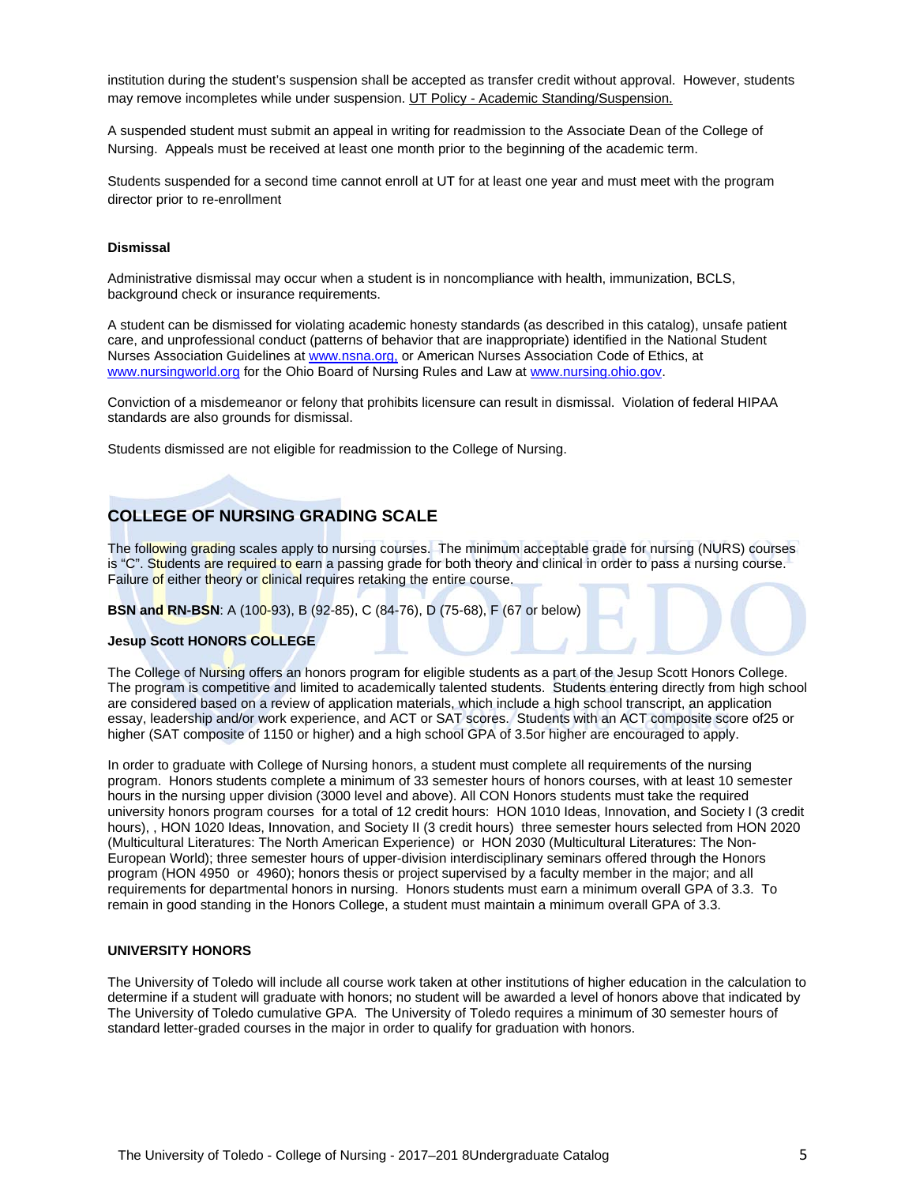institution during the student's suspension shall be accepted as transfer credit without approval. However, students may remove incompletes while under suspension. UT Policy - Academic Standing/Suspension.

A suspended student must submit an appeal in writing for readmission to the Associate Dean of the College of Nursing. Appeals must be received at least one month prior to the beginning of the academic term.

Students suspended for a second time cannot enroll at UT for at least one year and must meet with the program director prior to re-enrollment

**Dismissal**

Administrative dismissal may occur when a student is in noncompliance with health, immunization, BCLS, background check or insurance requirements.

A student can be dismissed for violating academic honesty standards (as described in this catalog), unsafe patient care, and unprofessional conduct (patterns of behavior that are inappropriate) identified in the National Student Nurses Association Guidelines at www.nsna.org, or American Nurses Association Code of Ethics, at www.nursingworld.org for the Ohio Board of Nursing Rules and Law at www.nursing.ohio.gov.

Conviction of a misdemeanor or felony that prohibits licensure can result in dismissal. Violation of federal HIPAA standards are also grounds for dismissal.

Students dismissed are not eligible for readmission to the College of Nursing.

## COLLEGE OF NURSING GRADING SCALE

The following grading scales apply to nursing courses. The minimum acceptable grade for nursing (NURS) courses is "C". Students are required to earn a passing grade for both theory and clinical in order to pass a nursing course. Failure of either theory or clinical requires retaking the entire course.

**BSN and RN-BSN**: A (100-93), B (92-85), C (84-76), D (75-68), F (67 or below)

**Jesup Scott HONORS COLLEGE**

The College of Nursing offers an honors program for eligible students as a part of the Jesup Scott Honors College. The program is competitive and limited to academically talented students. Students entering directly from high school are considered based on a review of application materials, which include a high school transcript, an application essay, leadership and/or work experience, and ACT or SAT scores. Students with an ACT composite score of25 or higher (SAT composite of 1150 or higher) and a high school GPA of 3.5or higher are encouraged to apply.

In order to graduate with College of Nursing honors, a student must complete all requirements of the nursing program. Honors students complete a minimum of 33 semester hours of honors courses, with at least 10 semester hours in the nursing upper division (3000 level and above). All CON Honors students must take the required university honors program courses for a total of 12 credit hours: HON 1010 Ideas, Innovation, and Society I (3 credit hours), , HON 1020 Ideas, Innovation, and Society II (3 credit hours) three semester hours selected from HON 2020 (Multicultural Literatures: The North American Experience) or HON 2030 (Multicultural Literatures: The Non-European World); three semester hours of upper-division interdisciplinary seminars offered through the Honors program (HON 4950 or 4960); honors thesis or project supervised by a faculty member in the major; and all requirements for departmental honors in nursing. Honors students must earn a minimum overall GPA of 3.3. To remain in good standing in the Honors College, a student must maintain a minimum overall GPA of 3.3.

**UNIVERSITY HONORS**

The University of Toledo will include all course work taken at other institutions of higher education in the calculation to determine if a student will graduate with honors; no student will be awarded a level of honors above that indicated by The University of Toledo cumulative GPA. The University of Toledo requires a minimum of 30 semester hours of standard letter-graded courses in the major in order to qualify for graduation with honors.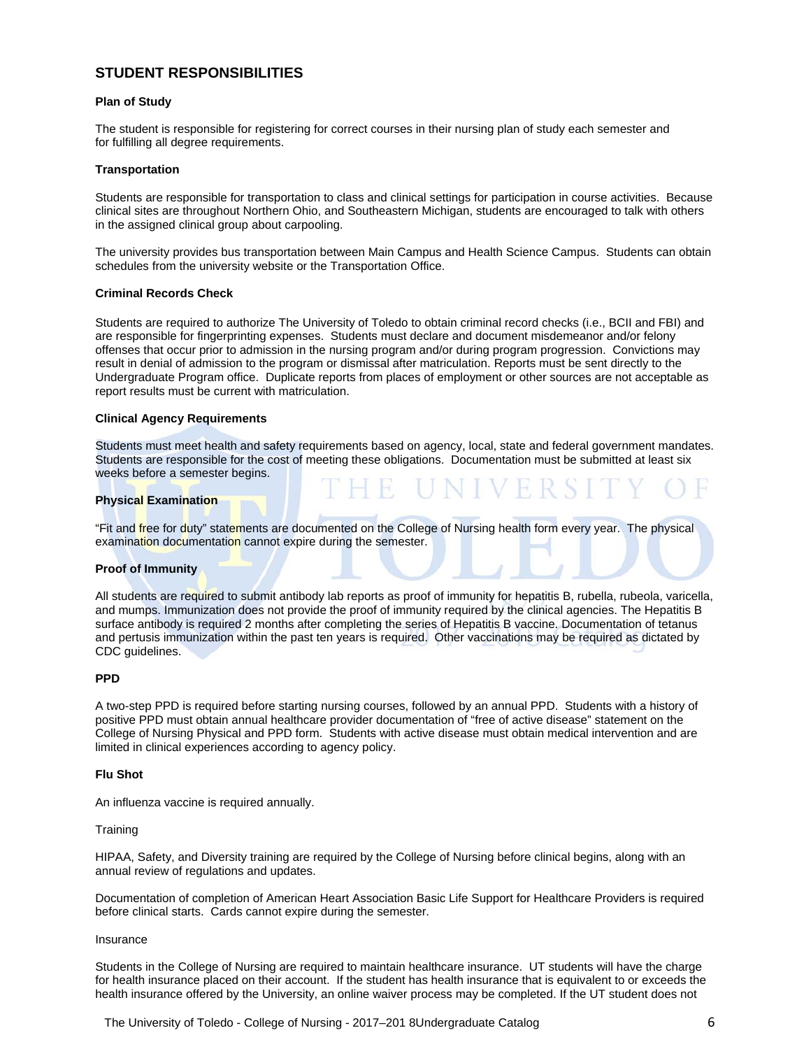## STUDENT RESPONSIBILITIES

**Plan of Study**

The student is responsible for registering for correct courses in their nursing plan of study each semester and for fulfilling all degree requirements.

**Transportation**

Students are responsible for transportation to class and clinical settings for participation in course activities. Because clinical sites are throughout Northern Ohio, and Southeastern Michigan, students are encouraged to talk with others in the assigned clinical group about carpooling.

The university provides bus transportation between Main Campus and Health Science Campus. Students can obtain schedules from the university website or the Transportation Office.

**Criminal Records Check**

Students are required to authorize The University of Toledo to obtain criminal record checks (i.e., BCII and FBI) and are responsible for fingerprinting expenses. Students must declare and document misdemeanor and/or felony offenses that occur prior to admission in the nursing program and/or during program progression. Convictions may result in denial of admission to the program or dismissal after matriculation. Reports must be sent directly to the Undergraduate Program office. Duplicate reports from places of employment or other sources are not acceptable as report results must be current with matriculation.

**Clinical Agency Requirements**

Students must meet health and safety requirements based on agency, local, state and federal government mandates. Students are responsible for the cost of meeting these obligations. Documentation must be submitted at least six weeks before a semester begins.

**Physical Examination**

"Fit and free for duty" statements are documented on the College of Nursing health form every year. The physical examination documentation cannot expire during the semester.

**Proof of Immunity**

All students are required to submit antibody lab reports as proof of immunity for hepatitis B, rubella, rubeola, varicella, and mumps. Immunization does not provide the proof of immunity required by the clinical agencies. The Hepatitis B surface antibody is required 2 months after completing the series of Hepatitis B vaccine. Documentation of tetanus and pertusis immunization within the past ten years is required. Other vaccinations may be required as dictated by CDC guidelines.

**PPD**

A two-step PPD is required before starting nursing courses, followed by an annual PPD. Students with a history of positive PPD must obtain annual healthcare provider documentation of "free of active disease" statement on the College of Nursing Physical and PPD form. Students with active disease must obtain medical intervention and are limited in clinical experiences according to agency policy.

**Flu Shot**

An influenza vaccine is required annually.

Training

HIPAA, Safety, and Diversity training are required by the College of Nursing before clinical begins, along with an annual review of regulations and updates.

Documentation of completion of American Heart Association Basic Life Support for Healthcare Providers is required before clinical starts. Cards cannot expire during the semester.

Insurance

Students in the College of Nursing are required to maintain healthcare insurance. UT students will have the charge for health insurance placed on their account. If the student has health insurance that is equivalent to or exceeds the health insurance offered by the University, an online waiver process may be completed. If the UT student does not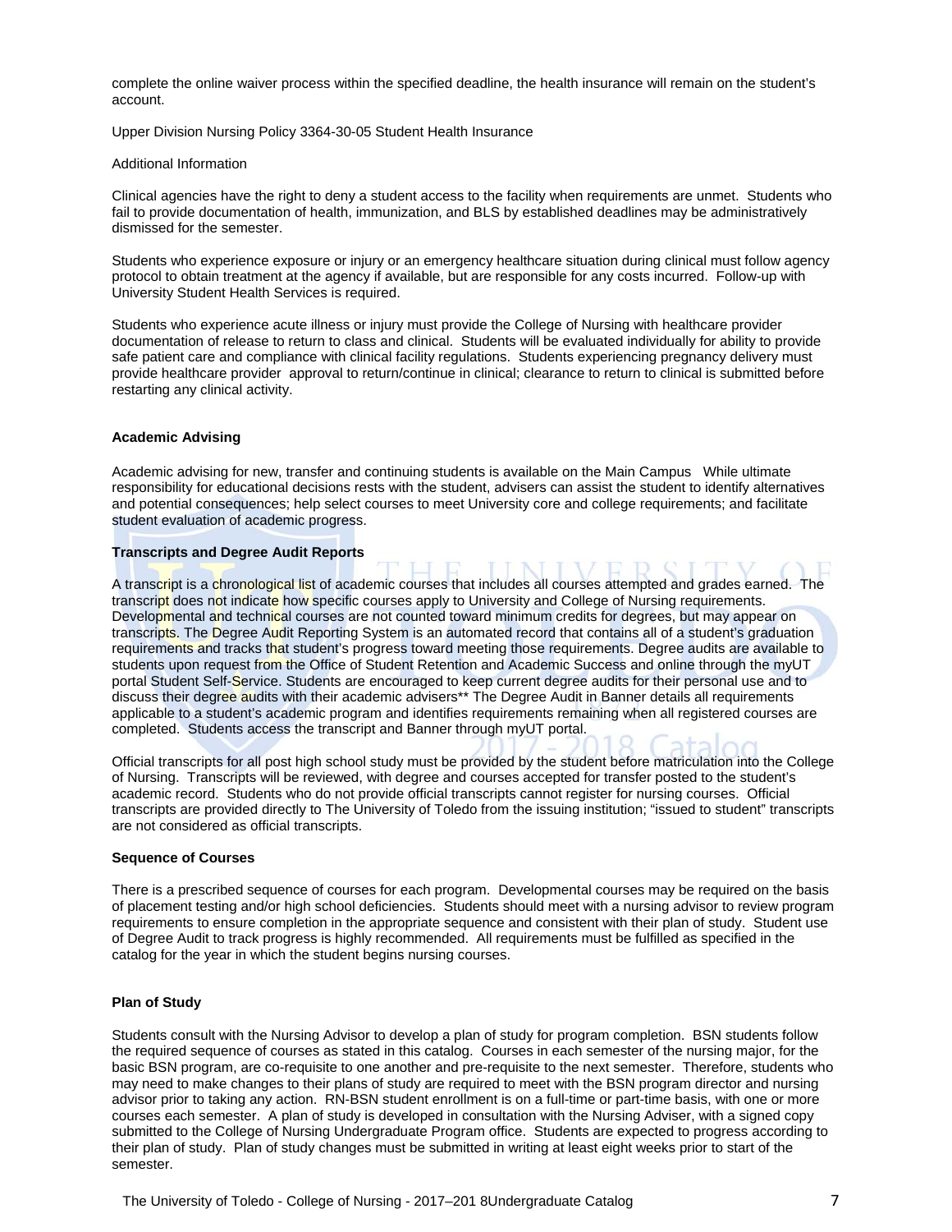complete the online waiver process within the specified deadline, the health insurance will remain on the student's account.

Upper Division Nursing Policy 3364-30-05 Student Health Insurance

Additional Information

Clinical agencies have the right to deny a student access to the facility when requirements are unmet. Students who fail to provide documentation of health, immunization, and BLS by established deadlines may be administratively dismissed for the semester.

Students who experience exposure or injury or an emergency healthcare situation during clinical must follow agency protocol to obtain treatment at the agency if available, but are responsible for any costs incurred. Follow-up with University Student Health Services is required.

Students who experience acute illness or injury must provide the College of Nursing with healthcare provider documentation of release to return to class and clinical. Students will be evaluated individually for ability to provide safe patient care and compliance with clinical facility regulations. Students experiencing pregnancy delivery must provide healthcare provider approval to return/continue in clinical; clearance to return to clinical is submitted before restarting any clinical activity.

**Academic Advising**

Academic advising for new, transfer and continuing students is available on the Main Campus While ultimate responsibility for educational decisions rests with the student, advisers can assist the student to identify alternatives and potential consequences; help select courses to meet University core and college requirements; and facilitate student evaluation of academic progress.

**Transcripts and Degree Audit Reports**

A transcript is a chronological list of academic courses that includes all courses attempted and grades earned. The transcript does not indicate how specific courses apply to University and College of Nursing requirements. Developmental and technical courses are not counted toward minimum credits for degrees, but may appear on transcripts. The Degree Audit Reporting System is an automated record that contains all of a student's graduation requirements and tracks that student's progress toward meeting those requirements. Degree audits are available to students upon request from the Office of Student Retention and Academic Success and online through the myUT portal Student Self-Service. Students are encouraged to keep current degree audits for their personal use and to discuss their degree audits with their academic advisers** The Degree Audit in Banner details all requirements applicable to a student's academic program and identifies requirements remaining when all registered courses are completed. Students access the transcript and Banner through myUT portal.

Official transcripts for all post high school study must be provided by the student before matriculation into the College of Nursing. Transcripts will be reviewed, with degree and courses accepted for transfer posted to the student's academic record. Students who do not provide official transcripts cannot register for nursing courses. Official transcripts are provided directly to The University of Toledo from the issuing institution; "issued to student" transcripts are not considered as official transcripts.

**Sequence of Courses**

There is a prescribed sequence of courses for each program. Developmental courses may be required on the basis of placement testing and/or high school deficiencies. Students should meet with a nursing advisor to review program requirements to ensure completion in the appropriate sequence and consistent with their plan of study. Student use of Degree Audit to track progress is highly recommended. All requirements must be fulfilled as specified in the catalog for the year in which the student begins nursing courses.

**Plan of Study**

Students consult with the Nursing Advisor to develop a plan of study for program completion. BSN students follow the required sequence of courses as stated in this catalog. Courses in each semester of the nursing major, for the basic BSN program, are co-requisite to one another and pre-requisite to the next semester. Therefore, students who may need to make changes to their plans of study are required to meet with the BSN program director and nursing advisor prior to taking any action. RN-BSN student enrollment is on a full-time or part-time basis, with one or more courses each semester. A plan of study is developed in consultation with the Nursing Adviser, with a signed copy submitted to the College of Nursing Undergraduate Program office. Students are expected to progress according to their plan of study. Plan of study changes must be submitted in writing at least eight weeks prior to start of the semester.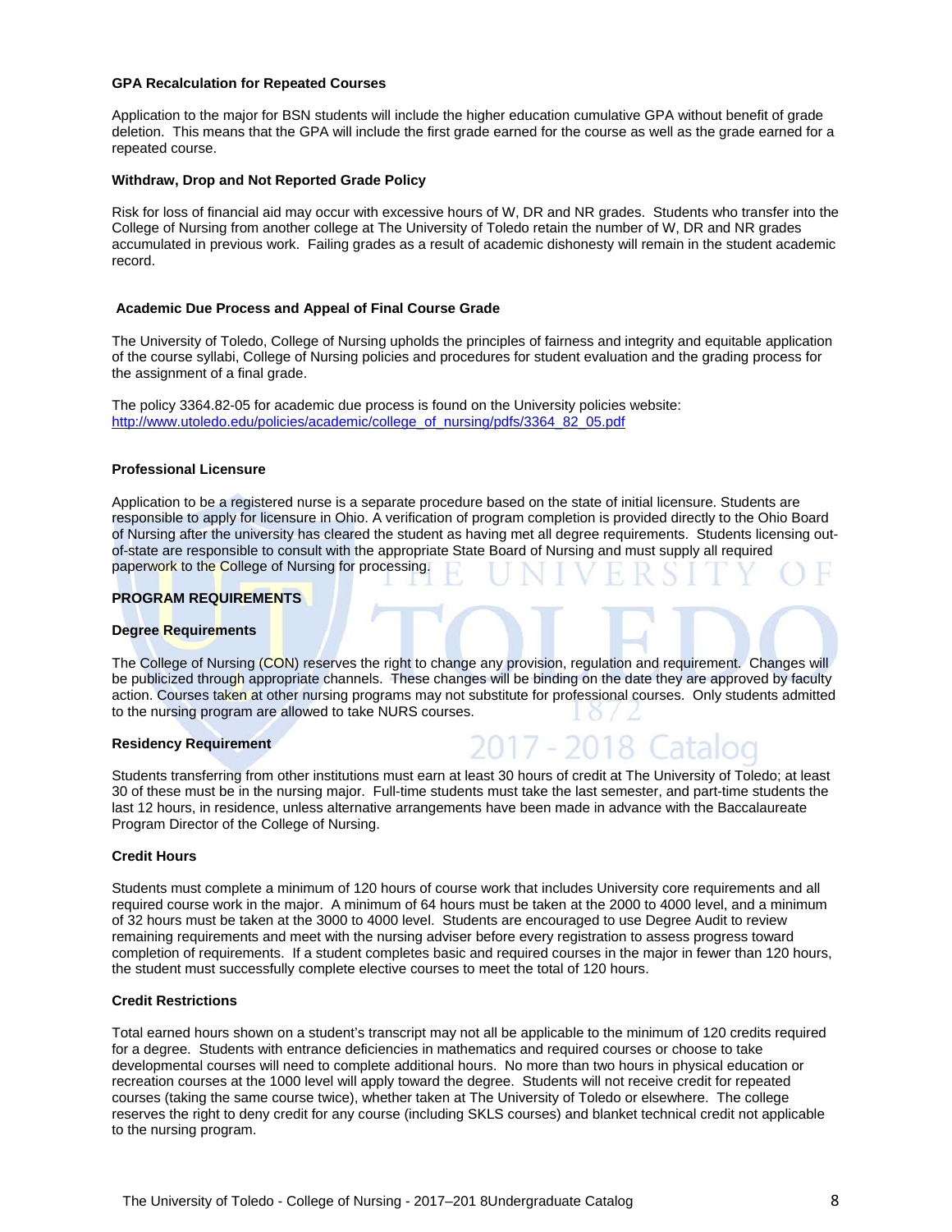### GPA Recalculation for Repeated Courses

Application to the major for BSN students will include the higher education cumulative GPA without benefit of grade deletion. This means that the GPA will include the first grade earned for the course as well as the grade earned for a repeated course.

### Withdraw, Drop and Not Reported Grade Policy

Risk for loss of financial aid may occur with excessive hours of W, DR and NR grades. Students who transfer into the College of Nursing from another college at The University of Toledo retain the number of W, DR and NR grades accumulated in previous work. Failing grades as a result of academic dishonesty will remain in the student academic record.

### Academic Due Process and Appeal of Final Course Grade

The University of Toledo, College of Nursing upholds the principles of fairness and integrity and equitable application of the course syllabi, College of Nursing policies and procedures for student evaluation and the grading process for the assignment of a final grade.

The policy 3364.82-05 for academic due process is found on the University policies website: http://www.utoledo.edu/policies/academic/college_of_nursing/pdfs/3364_82_05.pdf

### Professional Licensure

Application to be a registered nurse is a separate procedure based on the state of initial licensure. Students are responsible to apply for licensure in Ohio. A verification of program completion is provided directly to the Ohio Board of Nursing after the university has cleared the student as having met all degree requirements. Students licensing out-of-state are responsible to consult with the appropriate State Board of Nursing and must supply all required paperwork to the College of Nursing for processing.

## PROGRAM REQUIREMENTS

### Degree Requirements

The College of Nursing (CON) reserves the right to change any provision, regulation and requirement. Changes will be publicized through appropriate channels. These changes will be binding on the date they are approved by faculty action. Courses taken at other nursing programs may not substitute for professional courses. Only students admitted to the nursing program are allowed to take NURS courses.

### Residency Requirement

Students transferring from other institutions must earn at least 30 hours of credit at The University of Toledo; at least 30 of these must be in the nursing major. Full-time students must take the last semester, and part-time students the last 12 hours, in residence, unless alternative arrangements have been made in advance with the Baccalaureate Program Director of the College of Nursing.

### Credit Hours

Students must complete a minimum of 120 hours of course work that includes University core requirements and all required course work in the major. A minimum of 64 hours must be taken at the 2000 to 4000 level, and a minimum of 32 hours must be taken at the 3000 to 4000 level. Students are encouraged to use Degree Audit to review remaining requirements and meet with the nursing adviser before every registration to assess progress toward completion of requirements. If a student completes basic and required courses in the major in fewer than 120 hours, the student must successfully complete elective courses to meet the total of 120 hours.

### Credit Restrictions

Total earned hours shown on a student's transcript may not all be applicable to the minimum of 120 credits required for a degree. Students with entrance deficiencies in mathematics and required courses or choose to take developmental courses will need to complete additional hours. No more than two hours in physical education or recreation courses at the 1000 level will apply toward the degree. Students will not receive credit for repeated courses (taking the same course twice), whether taken at The University of Toledo or elsewhere. The college reserves the right to deny credit for any course (including SKLS courses) and blanket technical credit not applicable to the nursing program.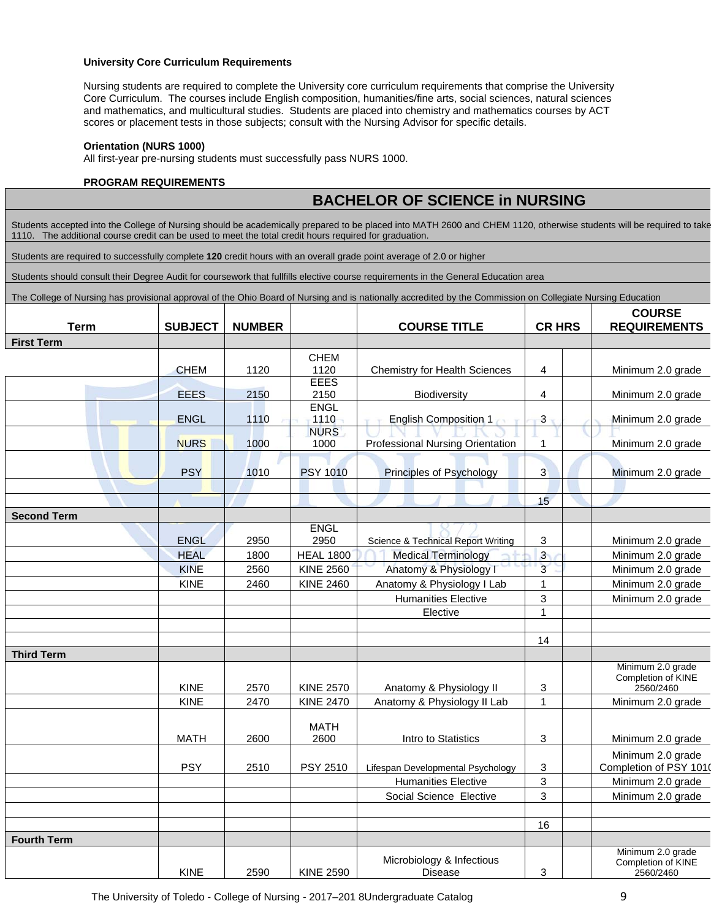**University Core Curriculum Requirements**

Nursing students are required to complete the University core curriculum requirements that comprise the University Core Curriculum. The courses include English composition, humanities/fine arts, social sciences, natural sciences and mathematics, and multicultural studies. Students are placed into chemistry and mathematics courses by ACT scores or placement tests in those subjects; consult with the Nursing Advisor for specific details.

**Orientation (NURS 1000)**
All first-year pre-nursing students must successfully pass NURS 1000.

**PROGRAM REQUIREMENTS**

## BACHELOR OF SCIENCE in NURSING

Students accepted into the College of Nursing should be academically prepared to be placed into MATH 2600 and CHEM 1120, otherwise students will be required to take 1110. The additional course credit can be used to meet the total credit hours required for graduation.

Students are required to successfully complete **120** credit hours with an overall grade point average of 2.0 or higher

Students should consult their Degree Audit for coursework that fullfills elective course requirements in the General Education area

The College of Nursing has provisional approval of the Ohio Board of Nursing and is nationally accredited by the Commission on Collegiate Nursing Education

| Term | SUBJECT | NUMBER | | COURSE TITLE | CR HRS | | COURSE REQUIREMENTS |
|---|---|---|---|---|---|---|---|
| **First Term** | | | | | | | |
| | CHEM | 1120 | CHEM 1120 | Chemistry for Health Sciences | 4 | | Minimum 2.0 grade |
| | EEES | 2150 | EEES 2150 | Biodiversity | 4 | | Minimum 2.0 grade |
| | ENGL | 1110 | ENGL 1110 | English Composition 1 | 3 | | Minimum 2.0 grade |
| | NURS | 1000 | NURS 1000 | Professional Nursing Orientation | 1 | | Minimum 2.0 grade |
| | PSY | 1010 | PSY 1010 | Principles of Psychology | 3 | | Minimum 2.0 grade |
| | | | | | | | |
| | | | | | 15 | | |
| **Second Term** | | | | | | | |
| | ENGL | 2950 | ENGL 2950 | Science & Technical Report Writing | 3 | | Minimum 2.0 grade |
| | HEAL | 1800 | HEAL 1800 | Medical Terminology | 3 | | Minimum 2.0 grade |
| | KINE | 2560 | KINE 2560 | Anatomy & Physiology I | 3 | | Minimum 2.0 grade |
| | KINE | 2460 | KINE 2460 | Anatomy & Physiology I Lab | 1 | | Minimum 2.0 grade |
| | | | | Humanities Elective | 3 | | Minimum 2.0 grade |
| | | | | Elective | 1 | | |
| | | | | | | | |
| | | | | | 14 | | |
| **Third Term** | | | | | | | |
| | KINE | 2570 | KINE 2570 | Anatomy & Physiology II | 3 | | Minimum 2.0 grade Completion of KINE 2560/2460 |
| | KINE | 2470 | KINE 2470 | Anatomy & Physiology II Lab | 1 | | Minimum 2.0 grade |
| | MATH | 2600 | MATH 2600 | Intro to Statistics | 3 | | Minimum 2.0 grade |
| | PSY | 2510 | PSY 2510 | Lifespan Developmental Psychology | 3 | | Minimum 2.0 grade Completion of PSY 1010 |
| | | | | Humanities Elective | 3 | | Minimum 2.0 grade |
| | | | | Social Science Elective | 3 | | Minimum 2.0 grade |
| | | | | | | | |
| | | | | | 16 | | |
| **Fourth Term** | | | | | | | |
| | KINE | 2590 | KINE 2590 | Microbiology & Infectious Disease | 3 | | Minimum 2.0 grade Completion of KINE 2560/2460 |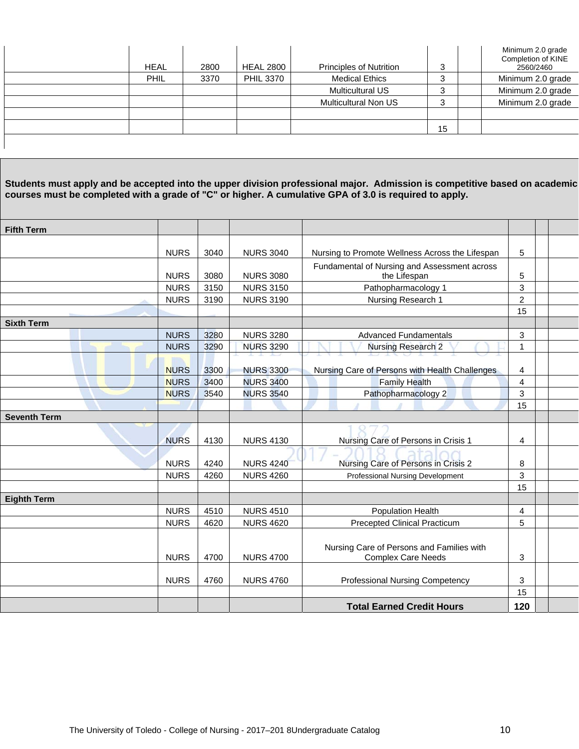| | | | | | | | |
|---|---|---|---|---|---|---|---|
| | HEAL | 2800 | HEAL 2800 | Principles of Nutrition | 3 | | Minimum 2.0 grade Completion of KINE 2560/2460 |
| | PHIL | 3370 | PHIL 3370 | Medical Ethics | 3 | | Minimum 2.0 grade |
| | | | | Multicultural US | 3 | | Minimum 2.0 grade |
| | | | | Multicultural Non US | 3 | | Minimum 2.0 grade |
| | | | | | | | |
| | | | | | 15 | | |

**Students must apply and be accepted into the upper division professional major. Admission is competitive based on academic courses must be completed with a grade of "C" or higher. A cumulative GPA of 3.0 is required to apply.**

| | | | | | | | |
|---|---|---|---|---|---|---|---|
| **Fifth Term** | | | | | | | |
| | NURS | 3040 | NURS 3040 | Nursing to Promote Wellness Across the Lifespan | 5 | | |
| | NURS | 3080 | NURS 3080 | Fundamental of Nursing and Assessment across the Lifespan | 5 | | |
| | NURS | 3150 | NURS 3150 | Pathopharmacology 1 | 3 | | |
| | NURS | 3190 | NURS 3190 | Nursing Research 1 | 2 | | |
| | | | | | 15 | | |
| **Sixth Term** | | | | | | | |
| | NURS | 3280 | NURS 3280 | Advanced Fundamentals | 3 | | |
| | NURS | 3290 | NURS 3290 | Nursing Research 2 | 1 | | |
| | NURS | 3300 | NURS 3300 | Nursing Care of Persons with Health Challenges | 4 | | |
| | NURS | 3400 | NURS 3400 | Family Health | 4 | | |
| | NURS | 3540 | NURS 3540 | Pathopharmacology 2 | 3 | | |
| | | | | | 15 | | |
| **Seventh Term** | | | | | | | |
| | NURS | 4130 | NURS 4130 | Nursing Care of Persons in Crisis 1 | 4 | | |
| | NURS | 4240 | NURS 4240 | Nursing Care of Persons in Crisis 2 | 8 | | |
| | NURS | 4260 | NURS 4260 | Professional Nursing Development | 3 | | |
| | | | | | 15 | | |
| **Eighth Term** | | | | | | | |
| | NURS | 4510 | NURS 4510 | Population Health | 4 | | |
| | NURS | 4620 | NURS 4620 | Precepted Clinical Practicum | 5 | | |
| | NURS | 4700 | NURS 4700 | Nursing Care of Persons and Families with Complex Care Needs | 3 | | |
| | NURS | 4760 | NURS 4760 | Professional Nursing Competency | 3 | | |
| | | | | | 15 | | |
| | | | | **Total Earned Credit Hours** | **120** | | |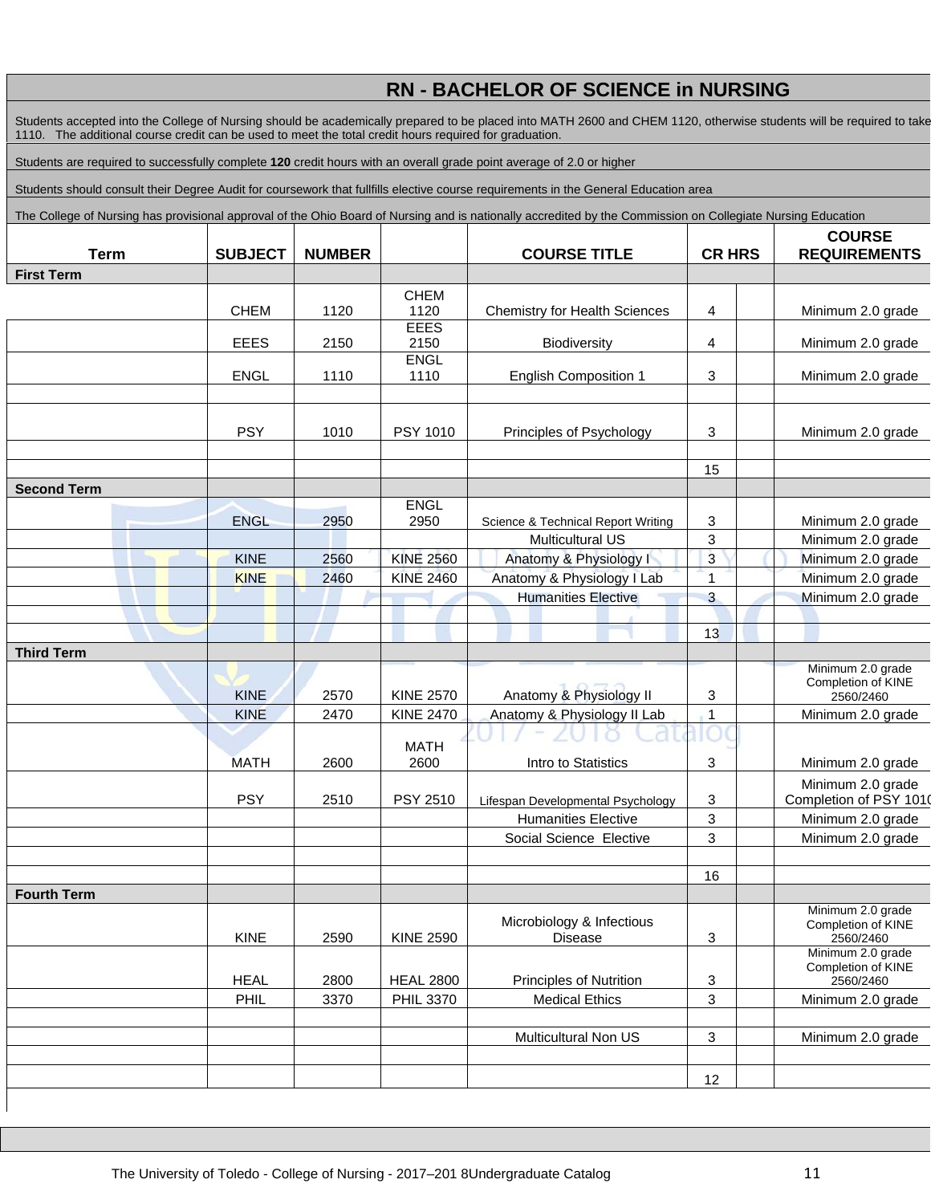# RN - BACHELOR OF SCIENCE in NURSING

Students accepted into the College of Nursing should be academically prepared to be placed into MATH 2600 and CHEM 1120, otherwise students will be required to take 1110. The additional course credit can be used to meet the total credit hours required for graduation.

Students are required to successfully complete **120** credit hours with an overall grade point average of 2.0 or higher

Students should consult their Degree Audit for coursework that fullfills elective course requirements in the General Education area

The College of Nursing has provisional approval of the Ohio Board of Nursing and is nationally accredited by the Commission on Collegiate Nursing Education

| Term | SUBJECT | NUMBER | | COURSE TITLE | CR HRS | | COURSE REQUIREMENTS |
|---|---|---|---|---|---|---|---|
| **First Term** | | | | | | | |
| | CHEM | 1120 | CHEM 1120 | Chemistry for Health Sciences | 4 | | Minimum 2.0 grade |
| | EEES | 2150 | EEES 2150 | Biodiversity | 4 | | Minimum 2.0 grade |
| | ENGL | 1110 | ENGL 1110 | English Composition 1 | 3 | | Minimum 2.0 grade |
| | | | | | | | |
| | PSY | 1010 | PSY 1010 | Principles of Psychology | 3 | | Minimum 2.0 grade |
| | | | | | | | |
| | | | | | 15 | | |
| **Second Term** | | | | | | | |
| | ENGL | 2950 | ENGL 2950 | Science & Technical Report Writing | 3 | | Minimum 2.0 grade |
| | | | | Multicultural US | 3 | | Minimum 2.0 grade |
| | KINE | 2560 | KINE 2560 | Anatomy & Physiology I | 3 | | Minimum 2.0 grade |
| | KINE | 2460 | KINE 2460 | Anatomy & Physiology I Lab | 1 | | Minimum 2.0 grade |
| | | | | Humanities Elective | 3 | | Minimum 2.0 grade |
| | | | | | | | |
| | | | | | 13 | | |
| **Third Term** | | | | | | | |
| | KINE | 2570 | KINE 2570 | Anatomy & Physiology II | 3 | | Minimum 2.0 grade Completion of KINE 2560/2460 |
| | KINE | 2470 | KINE 2470 | Anatomy & Physiology II Lab | 1 | | Minimum 2.0 grade |
| | MATH | 2600 | MATH 2600 | Intro to Statistics | 3 | | Minimum 2.0 grade |
| | PSY | 2510 | PSY 2510 | Lifespan Developmental Psychology | 3 | | Minimum 2.0 grade Completion of PSY 1010 |
| | | | | Humanities Elective | 3 | | Minimum 2.0 grade |
| | | | | Social Science Elective | 3 | | Minimum 2.0 grade |
| | | | | | | | |
| | | | | | 16 | | |
| **Fourth Term** | | | | | | | |
| | KINE | 2590 | KINE 2590 | Microbiology & Infectious Disease | 3 | | Minimum 2.0 grade Completion of KINE 2560/2460 |
| | HEAL | 2800 | HEAL 2800 | Principles of Nutrition | 3 | | Minimum 2.0 grade Completion of KINE 2560/2460 |
| | PHIL | 3370 | PHIL 3370 | Medical Ethics | 3 | | Minimum 2.0 grade |
| | | | | | | | |
| | | | | Multicultural Non US | 3 | | Minimum 2.0 grade |
| | | | | | | | |
| | | | | | 12 | | |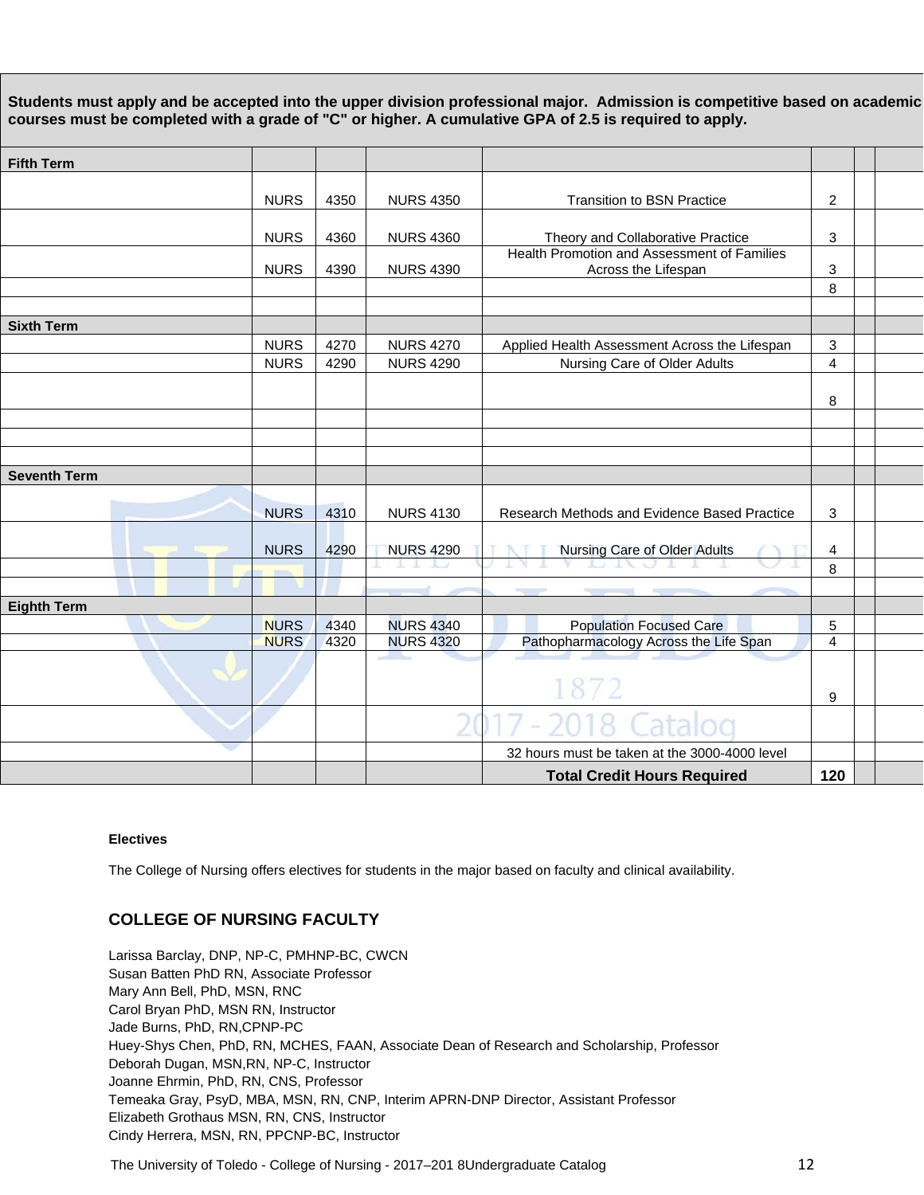| Students must apply and be accepted into the upper division professional major. Admission is competitive based on academic courses must be completed with a grade of "C" or higher. A cumulative GPA of 2.5 is required to apply. | | | | | | | |
|---|---|---|---|---|---|---|---|
| **Fifth Term** | | | | | | | |
| | NURS | 4350 | NURS 4350 | Transition to BSN Practice | 2 | | |
| | NURS | 4360 | NURS 4360 | Theory and Collaborative Practice | 3 | | |
| | NURS | 4390 | NURS 4390 | Health Promotion and Assessment of Families Across the Lifespan | 3 | | |
| | | | | | 8 | | |
| | | | | | | | |
| **Sixth Term** | | | | | | | |
| | NURS | 4270 | NURS 4270 | Applied Health Assessment Across the Lifespan | 3 | | |
| | NURS | 4290 | NURS 4290 | Nursing Care of Older Adults | 4 | | |
| | | | | | 8 | | |
| | | | | | | | |
| | | | | | | | |
| | | | | | | | |
| **Seventh Term** | | | | | | | |
| | NURS | 4310 | NURS 4130 | Research Methods and Evidence Based Practice | 3 | | |
| | NURS | 4290 | NURS 4290 | Nursing Care of Older Adults | 4 | | |
| | | | | | 8 | | |
| | | | | | | | |
| **Eighth Term** | | | | | | | |
| | NURS | 4340 | NURS 4340 | Population Focused Care | 5 | | |
| | NURS | 4320 | NURS 4320 | Pathopharmacology Across the Life Span | 4 | | |
| | | | | | 9 | | |
| | | | | | | | |
| | | | | 32 hours must be taken at the 3000-4000 level | | | |
| | | | | **Total Credit Hours Required** | **120** | | |

**Electives**

The College of Nursing offers electives for students in the major based on faculty and clinical availability.

## COLLEGE OF NURSING FACULTY

Larissa Barclay, DNP, NP-C, PMHNP-BC, CWCN
Susan Batten PhD RN, Associate Professor
Mary Ann Bell, PhD, MSN, RNC
Carol Bryan PhD, MSN RN, Instructor
Jade Burns, PhD, RN,CPNP-PC
Huey-Shys Chen, PhD, RN, MCHES, FAAN, Associate Dean of Research and Scholarship, Professor
Deborah Dugan, MSN,RN, NP-C, Instructor
Joanne Ehrmin, PhD, RN, CNS, Professor
Temeaka Gray, PsyD, MBA, MSN, RN, CNP, Interim APRN-DNP Director, Assistant Professor
Elizabeth Grothaus MSN, RN, CNS, Instructor
Cindy Herrera, MSN, RN, PPCNP-BC, Instructor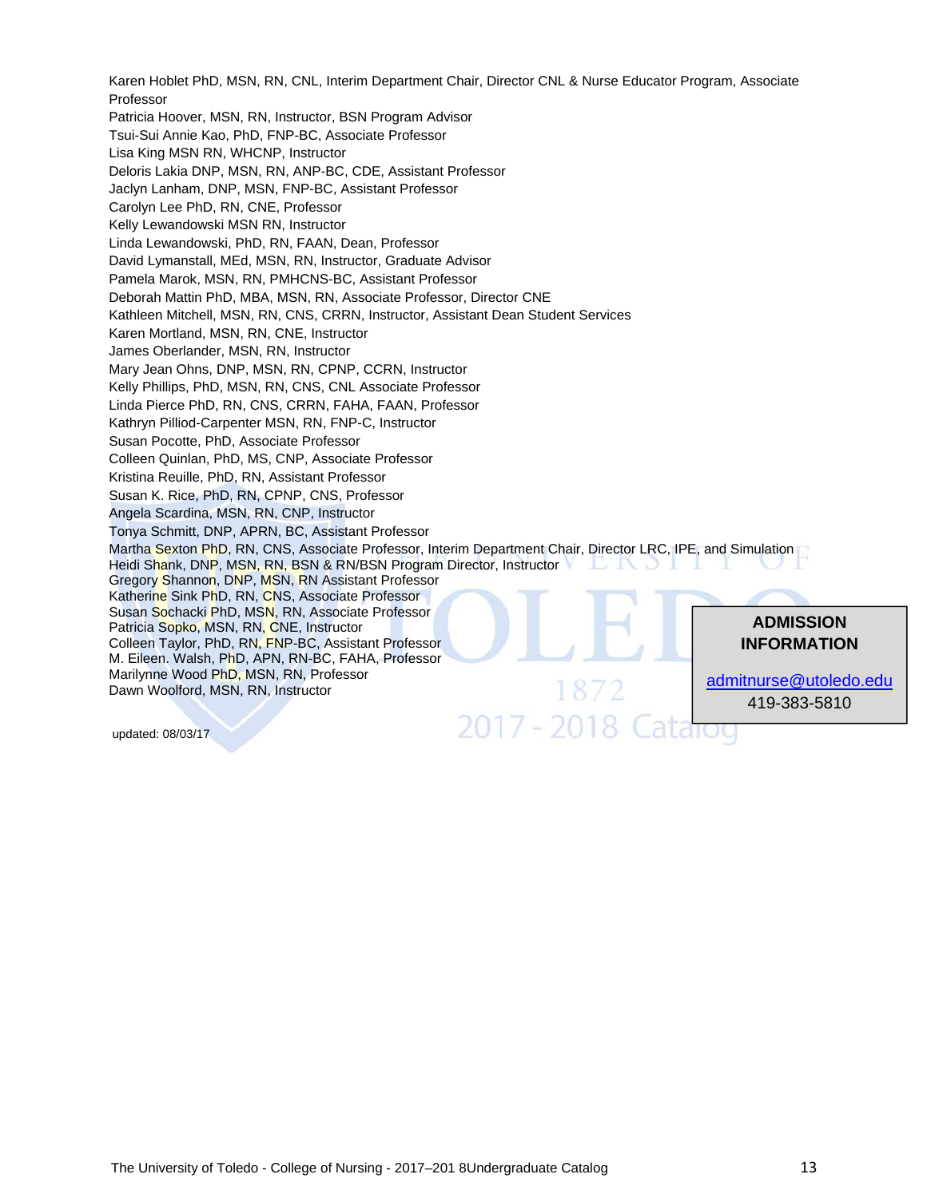Karen Hoblet PhD, MSN, RN, CNL, Interim Department Chair, Director CNL & Nurse Educator Program, Associate Professor
Patricia Hoover, MSN, RN, Instructor, BSN Program Advisor
Tsui-Sui Annie Kao, PhD, FNP-BC, Associate Professor
Lisa King MSN RN, WHCNP, Instructor
Deloris Lakia DNP, MSN, RN, ANP-BC, CDE, Assistant Professor
Jaclyn Lanham, DNP, MSN, FNP-BC, Assistant Professor
Carolyn Lee PhD, RN, CNE, Professor
Kelly Lewandowski MSN RN, Instructor
Linda Lewandowski, PhD, RN, FAAN, Dean, Professor
David Lymanstall, MEd, MSN, RN, Instructor, Graduate Advisor
Pamela Marok, MSN, RN, PMHCNS-BC, Assistant Professor
Deborah Mattin PhD, MBA, MSN, RN, Associate Professor, Director CNE
Kathleen Mitchell, MSN, RN, CNS, CRRN, Instructor, Assistant Dean Student Services
Karen Mortland, MSN, RN, CNE, Instructor
James Oberlander, MSN, RN, Instructor
Mary Jean Ohns, DNP, MSN, RN, CPNP, CCRN, Instructor
Kelly Phillips, PhD, MSN, RN, CNS, CNL Associate Professor
Linda Pierce PhD, RN, CNS, CRRN, FAHA, FAAN, Professor
Kathryn Pilliod-Carpenter MSN, RN, FNP-C, Instructor
Susan Pocotte, PhD, Associate Professor
Colleen Quinlan, PhD, MS, CNP, Associate Professor
Kristina Reuille, PhD, RN, Assistant Professor
Susan K. Rice, PhD, RN, CPNP, CNS, Professor
Angela Scardina, MSN, RN, CNP, Instructor
Tonya Schmitt, DNP, APRN, BC, Assistant Professor
Martha Sexton PhD, RN, CNS, Associate Professor, Interim Department Chair, Director LRC, IPE, and Simulation
Heidi Shank, DNP, MSN, RN, BSN & RN/BSN Program Director, Instructor
Gregory Shannon, DNP, MSN, RN Assistant Professor
Katherine Sink PhD, RN, CNS, Associate Professor
Susan Sochacki PhD, MSN, RN, Associate Professor
Patricia Sopko, MSN, RN, CNE, Instructor
Colleen Taylor, PhD, RN, FNP-BC, Assistant Professor
M. Eileen. Walsh, PhD, APN, RN-BC, FAHA, Professor
Marilynne Wood PhD, MSN, RN, Professor
Dawn Woolford, MSN, RN, Instructor

updated: 08/03/17

**ADMISSION INFORMATION**

admitnurse@utoledo.edu
419-383-5810